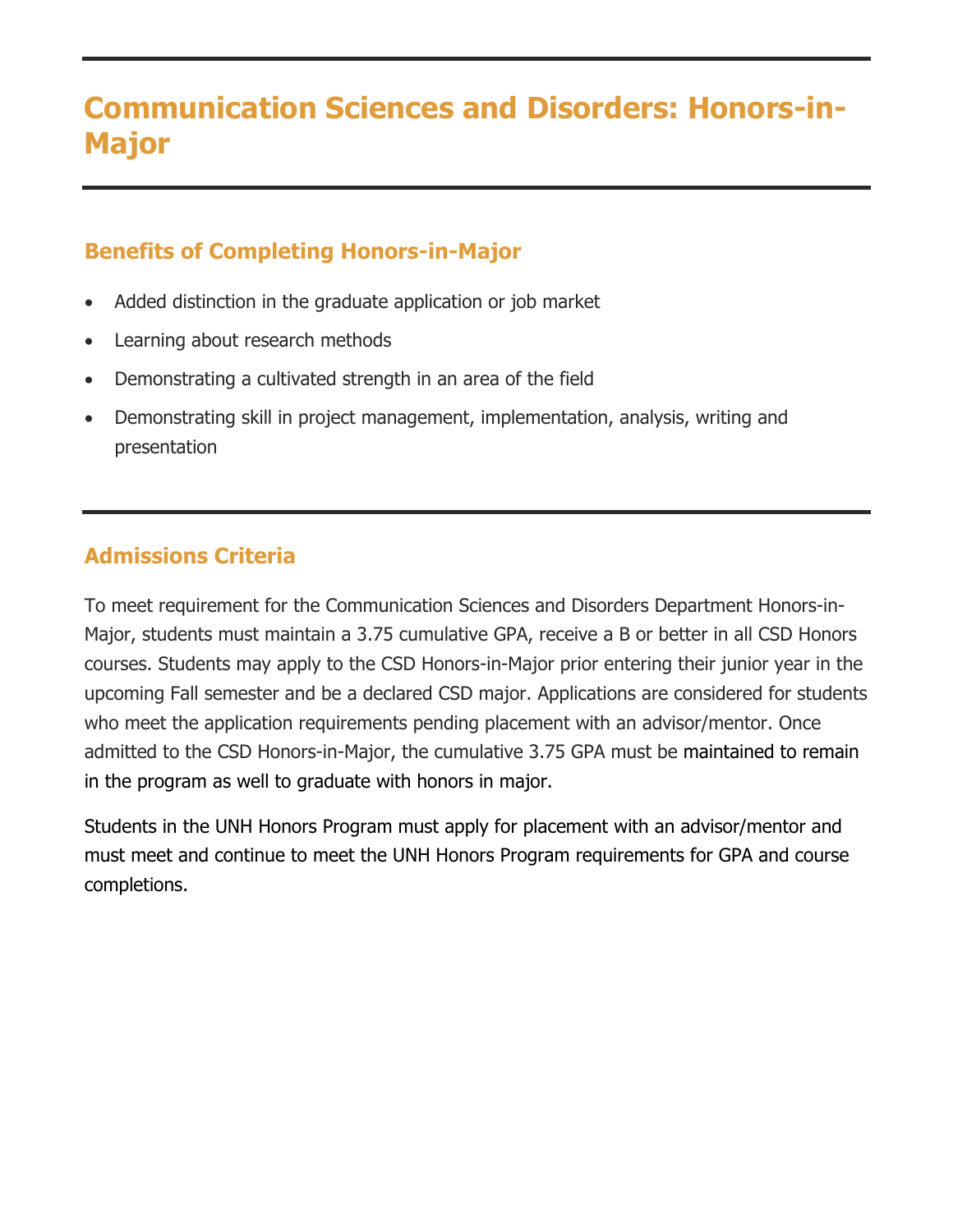# Communication Sciences and Disorders: Honors-in-Major

## Benefits of Completing Honors-in-Major

- Added distinction in the graduate application or job market
- Learning about research methods
- Demonstrating a cultivated strength in an area of the field
- Demonstrating skill in project management, implementation, analysis, writing and presentation

## Admissions Criteria

To meet requirement for the Communication Sciences and Disorders Department Honors-in-Major, students must maintain a 3.75 cumulative GPA, receive a B or better in all CSD Honors courses. Students may apply to the CSD Honors-in-Major prior entering their junior year in the upcoming Fall semester and be a declared CSD major. Applications are considered for students who meet the application requirements pending placement with an advisor/mentor. Once admitted to the CSD Honors-in-Major, the cumulative 3.75 GPA must be maintained to remain in the program as well to graduate with honors in major.

Students in the UNH Honors Program must apply for placement with an advisor/mentor and must meet and continue to meet the UNH Honors Program requirements for GPA and course completions.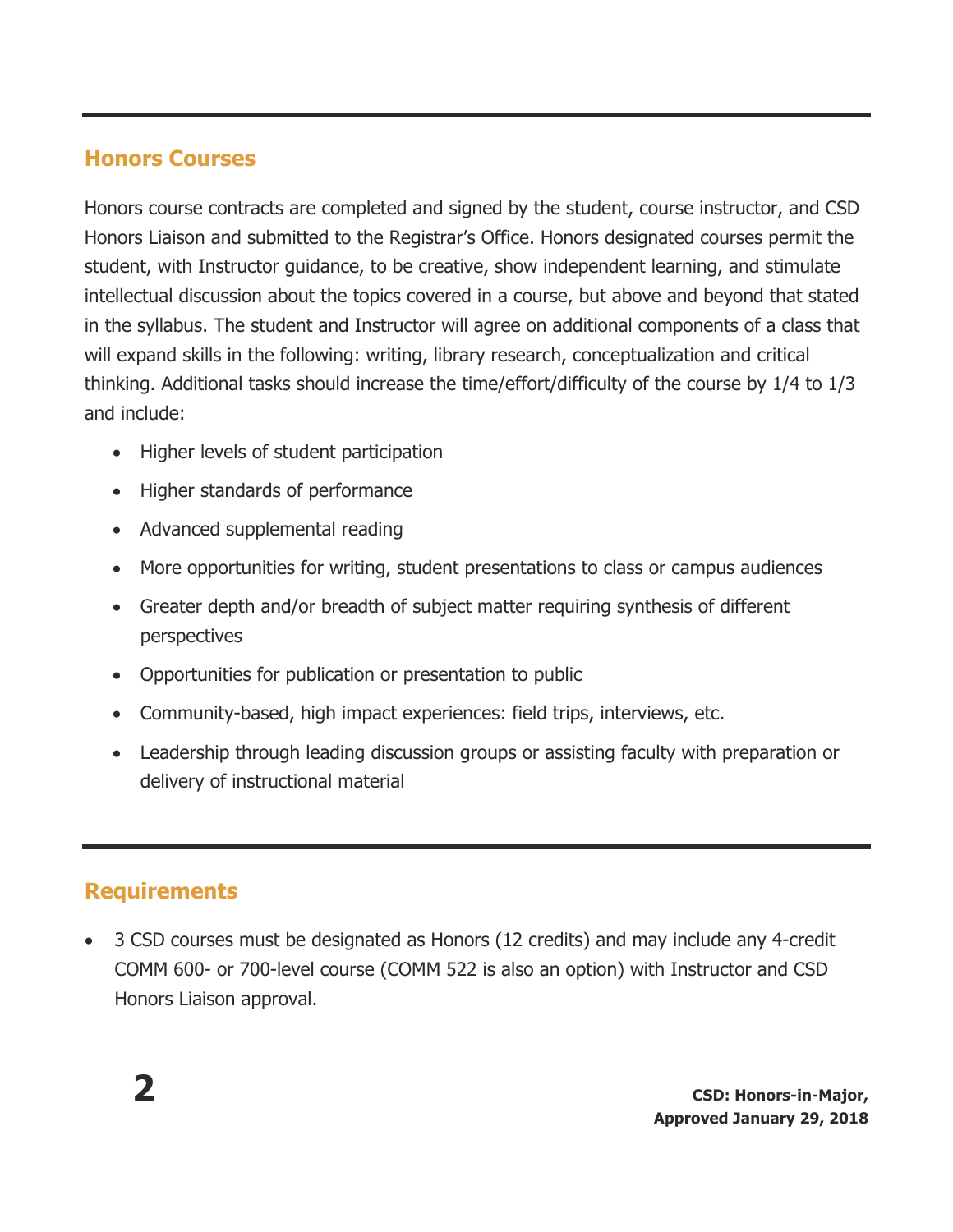## Honors Courses

Honors course contracts are completed and signed by the student, course instructor, and CSD Honors Liaison and submitted to the Registrar's Office. Honors designated courses permit the student, with Instructor guidance, to be creative, show independent learning, and stimulate intellectual discussion about the topics covered in a course, but above and beyond that stated in the syllabus. The student and Instructor will agree on additional components of a class that will expand skills in the following: writing, library research, conceptualization and critical thinking. Additional tasks should increase the time/effort/difficulty of the course by 1/4 to 1/3 and include:

- Higher levels of student participation
- Higher standards of performance
- Advanced supplemental reading
- More opportunities for writing, student presentations to class or campus audiences
- Greater depth and/or breadth of subject matter requiring synthesis of different perspectives
- Opportunities for publication or presentation to public
- Community-based, high impact experiences: field trips, interviews, etc.
- Leadership through leading discussion groups or assisting faculty with preparation or delivery of instructional material

## Requirements

- 3 CSD courses must be designated as Honors (12 credits) and may include any 4-credit COMM 600- or 700-level course (COMM 522 is also an option) with Instructor and CSD Honors Liaison approval.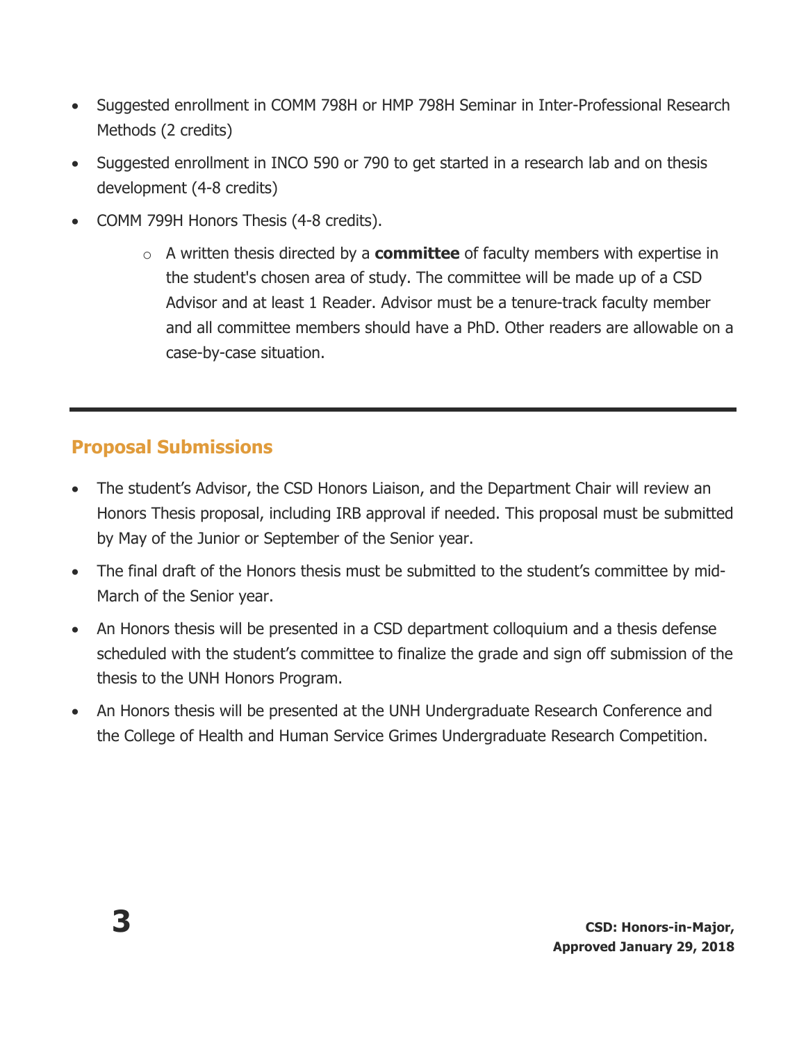- Suggested enrollment in COMM 798H or HMP 798H Seminar in Inter-Professional Research Methods (2 credits)
- Suggested enrollment in INCO 590 or 790 to get started in a research lab and on thesis development (4-8 credits)
- COMM 799H Honors Thesis (4-8 credits).
    - A written thesis directed by a **committee** of faculty members with expertise in the student's chosen area of study. The committee will be made up of a CSD Advisor and at least 1 Reader. Advisor must be a tenure-track faculty member and all committee members should have a PhD. Other readers are allowable on a case-by-case situation.

---

## Proposal Submissions

- The student's Advisor, the CSD Honors Liaison, and the Department Chair will review an Honors Thesis proposal, including IRB approval if needed. This proposal must be submitted by May of the Junior or September of the Senior year.
- The final draft of the Honors thesis must be submitted to the student's committee by mid-March of the Senior year.
- An Honors thesis will be presented in a CSD department colloquium and a thesis defense scheduled with the student's committee to finalize the grade and sign off submission of the thesis to the UNH Honors Program.
- An Honors thesis will be presented at the UNH Undergraduate Research Conference and the College of Health and Human Service Grimes Undergraduate Research Competition.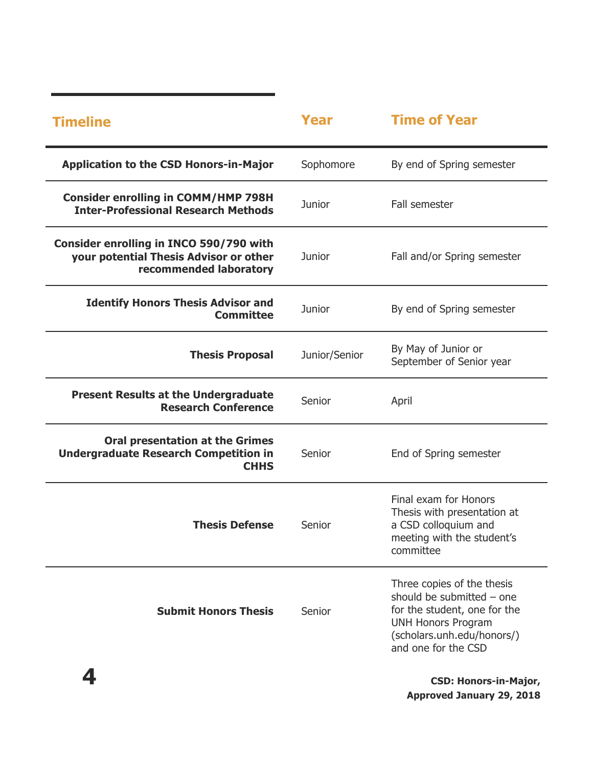| Timeline | Year | Time of Year |
| --- | --- | --- |
| **Application to the CSD Honors-in-Major** | Sophomore | By end of Spring semester |
| **Consider enrolling in COMM/HMP 798H Inter-Professional Research Methods** | Junior | Fall semester |
| **Consider enrolling in INCO 590/790 with your potential Thesis Advisor or other recommended laboratory** | Junior | Fall and/or Spring semester |
| **Identify Honors Thesis Advisor and Committee** | Junior | By end of Spring semester |
| **Thesis Proposal** | Junior/Senior | By May of Junior or September of Senior year |
| **Present Results at the Undergraduate Research Conference** | Senior | April |
| **Oral presentation at the Grimes Undergraduate Research Competition in CHHS** | Senior | End of Spring semester |
| **Thesis Defense** | Senior | Final exam for Honors Thesis with presentation at a CSD colloquium and meeting with the student's committee |
| **Submit Honors Thesis** | Senior | Three copies of the thesis should be submitted – one for the student, one for the UNH Honors Program (scholars.unh.edu/honors/) and one for the CSD |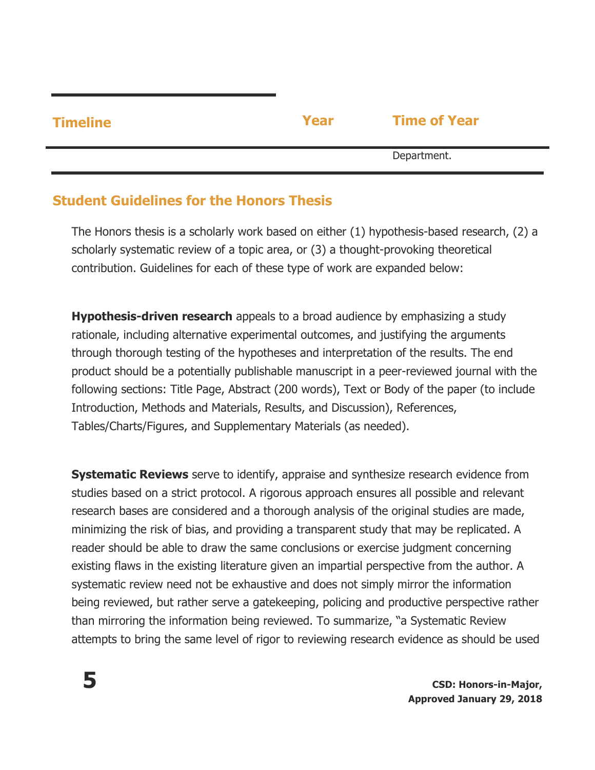| Timeline | Year | Time of Year |
| --- | --- | --- |
| | | Department. |

## Student Guidelines for the Honors Thesis

The Honors thesis is a scholarly work based on either (1) hypothesis-based research, (2) a scholarly systematic review of a topic area, or (3) a thought-provoking theoretical contribution. Guidelines for each of these type of work are expanded below:

**Hypothesis-driven research** appeals to a broad audience by emphasizing a study rationale, including alternative experimental outcomes, and justifying the arguments through thorough testing of the hypotheses and interpretation of the results. The end product should be a potentially publishable manuscript in a peer-reviewed journal with the following sections: Title Page, Abstract (200 words), Text or Body of the paper (to include Introduction, Methods and Materials, Results, and Discussion), References, Tables/Charts/Figures, and Supplementary Materials (as needed).

**Systematic Reviews** serve to identify, appraise and synthesize research evidence from studies based on a strict protocol. A rigorous approach ensures all possible and relevant research bases are considered and a thorough analysis of the original studies are made, minimizing the risk of bias, and providing a transparent study that may be replicated. A reader should be able to draw the same conclusions or exercise judgment concerning existing flaws in the existing literature given an impartial perspective from the author. A systematic review need not be exhaustive and does not simply mirror the information being reviewed, but rather serve a gatekeeping, policing and productive perspective rather than mirroring the information being reviewed. To summarize, "a Systematic Review attempts to bring the same level of rigor to reviewing research evidence as should be used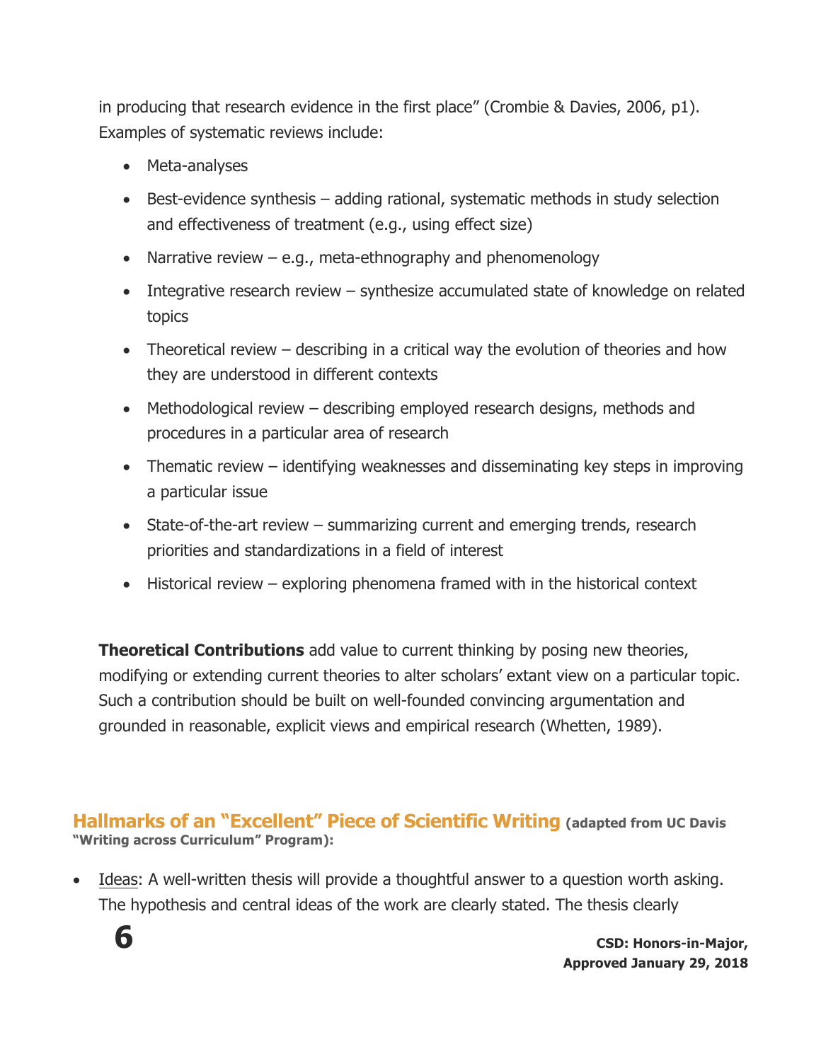in producing that research evidence in the first place" (Crombie & Davies, 2006, p1). Examples of systematic reviews include:

- Meta-analyses
- Best-evidence synthesis – adding rational, systematic methods in study selection and effectiveness of treatment (e.g., using effect size)
- Narrative review – e.g., meta-ethnography and phenomenology
- Integrative research review – synthesize accumulated state of knowledge on related topics
- Theoretical review – describing in a critical way the evolution of theories and how they are understood in different contexts
- Methodological review – describing employed research designs, methods and procedures in a particular area of research
- Thematic review – identifying weaknesses and disseminating key steps in improving a particular issue
- State-of-the-art review – summarizing current and emerging trends, research priorities and standardizations in a field of interest
- Historical review – exploring phenomena framed with in the historical context

**Theoretical Contributions** add value to current thinking by posing new theories, modifying or extending current theories to alter scholars' extant view on a particular topic. Such a contribution should be built on well-founded convincing argumentation and grounded in reasonable, explicit views and empirical research (Whetten, 1989).

## Hallmarks of an "Excellent" Piece of Scientific Writing **(adapted from UC Davis "Writing across Curriculum" Program):**

- Ideas: A well-written thesis will provide a thoughtful answer to a question worth asking. The hypothesis and central ideas of the work are clearly stated. The thesis clearly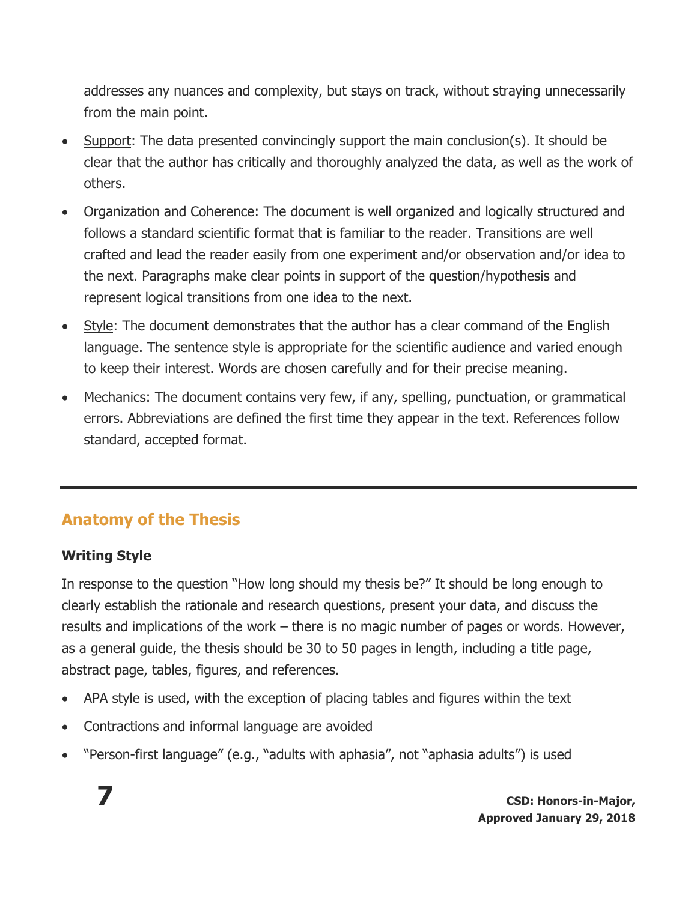addresses any nuances and complexity, but stays on track, without straying unnecessarily from the main point.

- Support: The data presented convincingly support the main conclusion(s). It should be clear that the author has critically and thoroughly analyzed the data, as well as the work of others.
- Organization and Coherence: The document is well organized and logically structured and follows a standard scientific format that is familiar to the reader. Transitions are well crafted and lead the reader easily from one experiment and/or observation and/or idea to the next. Paragraphs make clear points in support of the question/hypothesis and represent logical transitions from one idea to the next.
- Style: The document demonstrates that the author has a clear command of the English language. The sentence style is appropriate for the scientific audience and varied enough to keep their interest. Words are chosen carefully and for their precise meaning.
- Mechanics: The document contains very few, if any, spelling, punctuation, or grammatical errors. Abbreviations are defined the first time they appear in the text. References follow standard, accepted format.

---

## Anatomy of the Thesis

### Writing Style

In response to the question "How long should my thesis be?" It should be long enough to clearly establish the rationale and research questions, present your data, and discuss the results and implications of the work – there is no magic number of pages or words. However, as a general guide, the thesis should be 30 to 50 pages in length, including a title page, abstract page, tables, figures, and references.

- APA style is used, with the exception of placing tables and figures within the text
- Contractions and informal language are avoided
- "Person-first language" (e.g., "adults with aphasia", not "aphasia adults") is used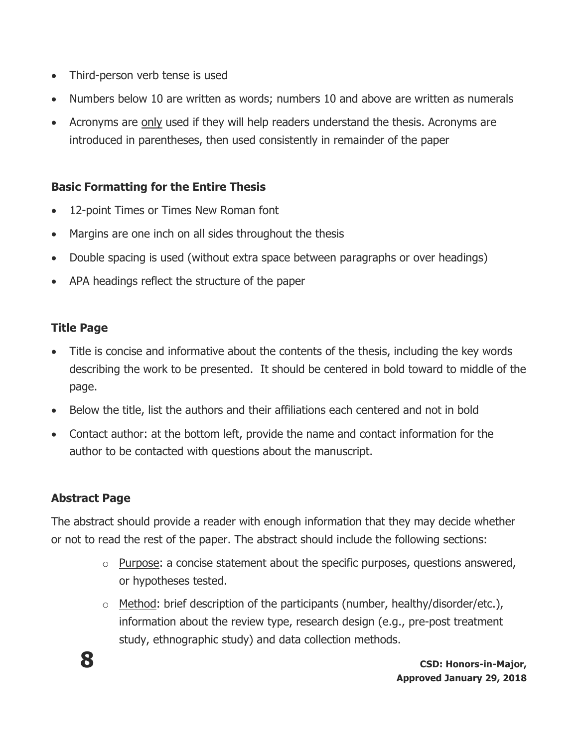- Third-person verb tense is used
- Numbers below 10 are written as words; numbers 10 and above are written as numerals
- Acronyms are <u>only</u> used if they will help readers understand the thesis. Acronyms are introduced in parentheses, then used consistently in remainder of the paper

**Basic Formatting for the Entire Thesis**

- 12-point Times or Times New Roman font
- Margins are one inch on all sides throughout the thesis
- Double spacing is used (without extra space between paragraphs or over headings)
- APA headings reflect the structure of the paper

**Title Page**

- Title is concise and informative about the contents of the thesis, including the key words describing the work to be presented. It should be centered in bold toward to middle of the page.
- Below the title, list the authors and their affiliations each centered and not in bold
- Contact author: at the bottom left, provide the name and contact information for the author to be contacted with questions about the manuscript.

**Abstract Page**

The abstract should provide a reader with enough information that they may decide whether or not to read the rest of the paper. The abstract should include the following sections:

- <u>Purpose</u>: a concise statement about the specific purposes, questions answered, or hypotheses tested.
- <u>Method</u>: brief description of the participants (number, healthy/disorder/etc.), information about the review type, research design (e.g., pre-post treatment study, ethnographic study) and data collection methods.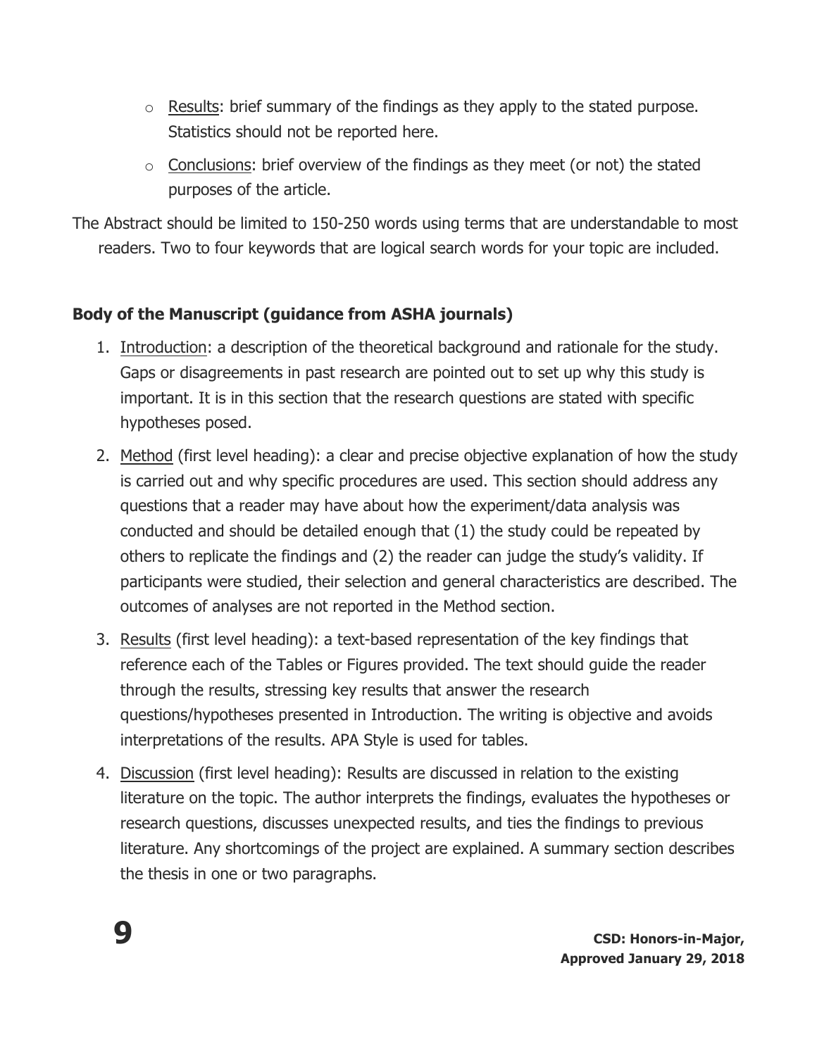- Results: brief summary of the findings as they apply to the stated purpose. Statistics should not be reported here.
- Conclusions: brief overview of the findings as they meet (or not) the stated purposes of the article.

The Abstract should be limited to 150-250 words using terms that are understandable to most readers. Two to four keywords that are logical search words for your topic are included.

**Body of the Manuscript (guidance from ASHA journals)**

1. Introduction: a description of the theoretical background and rationale for the study. Gaps or disagreements in past research are pointed out to set up why this study is important. It is in this section that the research questions are stated with specific hypotheses posed.
2. Method (first level heading): a clear and precise objective explanation of how the study is carried out and why specific procedures are used. This section should address any questions that a reader may have about how the experiment/data analysis was conducted and should be detailed enough that (1) the study could be repeated by others to replicate the findings and (2) the reader can judge the study's validity. If participants were studied, their selection and general characteristics are described. The outcomes of analyses are not reported in the Method section.
3. Results (first level heading): a text-based representation of the key findings that reference each of the Tables or Figures provided. The text should guide the reader through the results, stressing key results that answer the research questions/hypotheses presented in Introduction. The writing is objective and avoids interpretations of the results. APA Style is used for tables.
4. Discussion (first level heading): Results are discussed in relation to the existing literature on the topic. The author interprets the findings, evaluates the hypotheses or research questions, discusses unexpected results, and ties the findings to previous literature. Any shortcomings of the project are explained. A summary section describes the thesis in one or two paragraphs.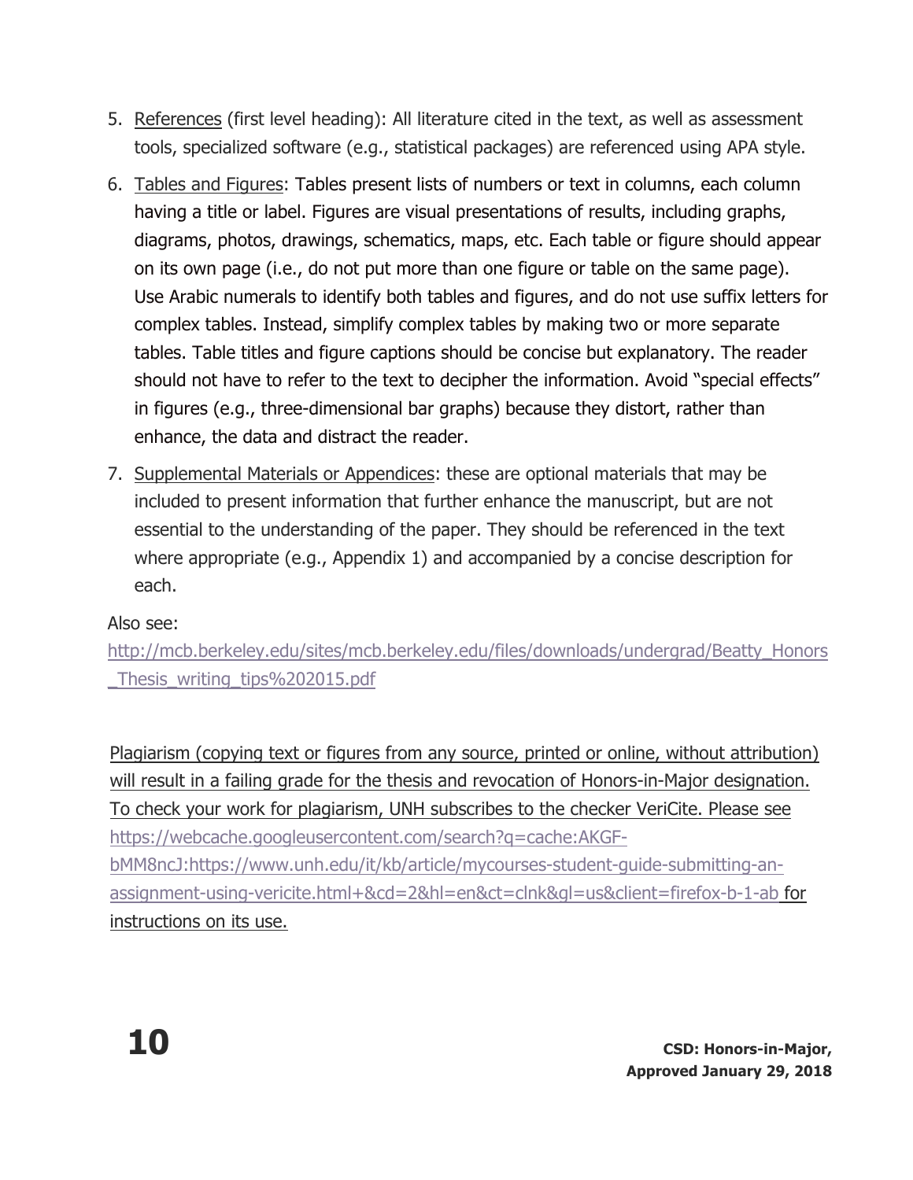5. References (first level heading): All literature cited in the text, as well as assessment tools, specialized software (e.g., statistical packages) are referenced using APA style.

6. Tables and Figures: Tables present lists of numbers or text in columns, each column having a title or label. Figures are visual presentations of results, including graphs, diagrams, photos, drawings, schematics, maps, etc. Each table or figure should appear on its own page (i.e., do not put more than one figure or table on the same page). Use Arabic numerals to identify both tables and figures, and do not use suffix letters for complex tables. Instead, simplify complex tables by making two or more separate tables. Table titles and figure captions should be concise but explanatory. The reader should not have to refer to the text to decipher the information. Avoid "special effects" in figures (e.g., three-dimensional bar graphs) because they distort, rather than enhance, the data and distract the reader.

7. Supplemental Materials or Appendices: these are optional materials that may be included to present information that further enhance the manuscript, but are not essential to the understanding of the paper. They should be referenced in the text where appropriate (e.g., Appendix 1) and accompanied by a concise description for each.

Also see:
http://mcb.berkeley.edu/sites/mcb.berkeley.edu/files/downloads/undergrad/Beatty_Honors_Thesis_writing_tips%202015.pdf

Plagiarism (copying text or figures from any source, printed or online, without attribution) will result in a failing grade for the thesis and revocation of Honors-in-Major designation. To check your work for plagiarism, UNH subscribes to the checker VeriCite. Please see https://webcache.googleusercontent.com/search?q=cache:AKGF-bMM8ncJ:https://www.unh.edu/it/kb/article/mycourses-student-guide-submitting-an-assignment-using-vericite.html+&cd=2&hl=en&ct=clnk&gl=us&client=firefox-b-1-ab for instructions on its use.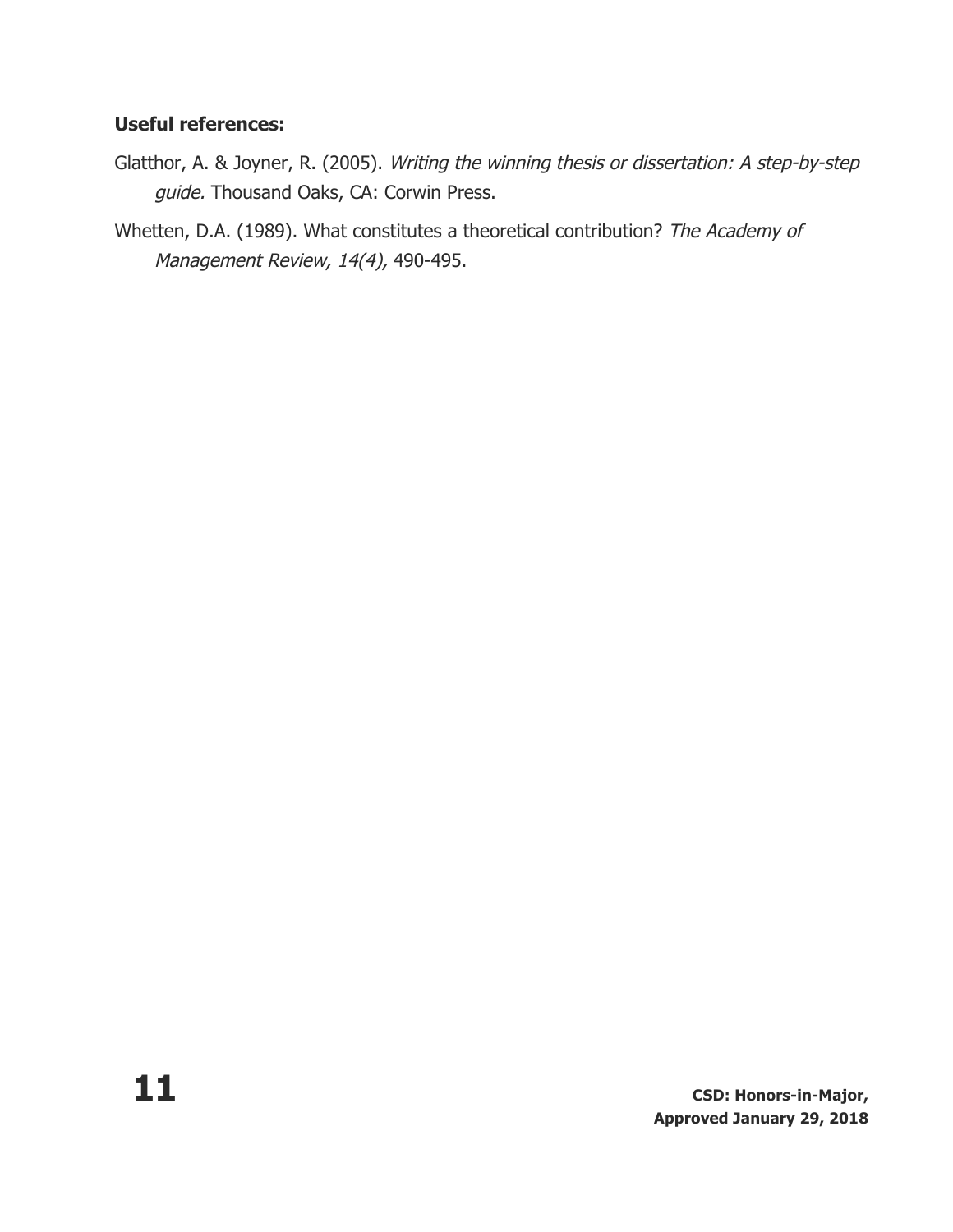**Useful references:**

Glatthor, A. & Joyner, R. (2005). *Writing the winning thesis or dissertation: A step-by-step guide.* Thousand Oaks, CA: Corwin Press.

Whetten, D.A. (1989). What constitutes a theoretical contribution? *The Academy of Management Review, 14(4),* 490-495.